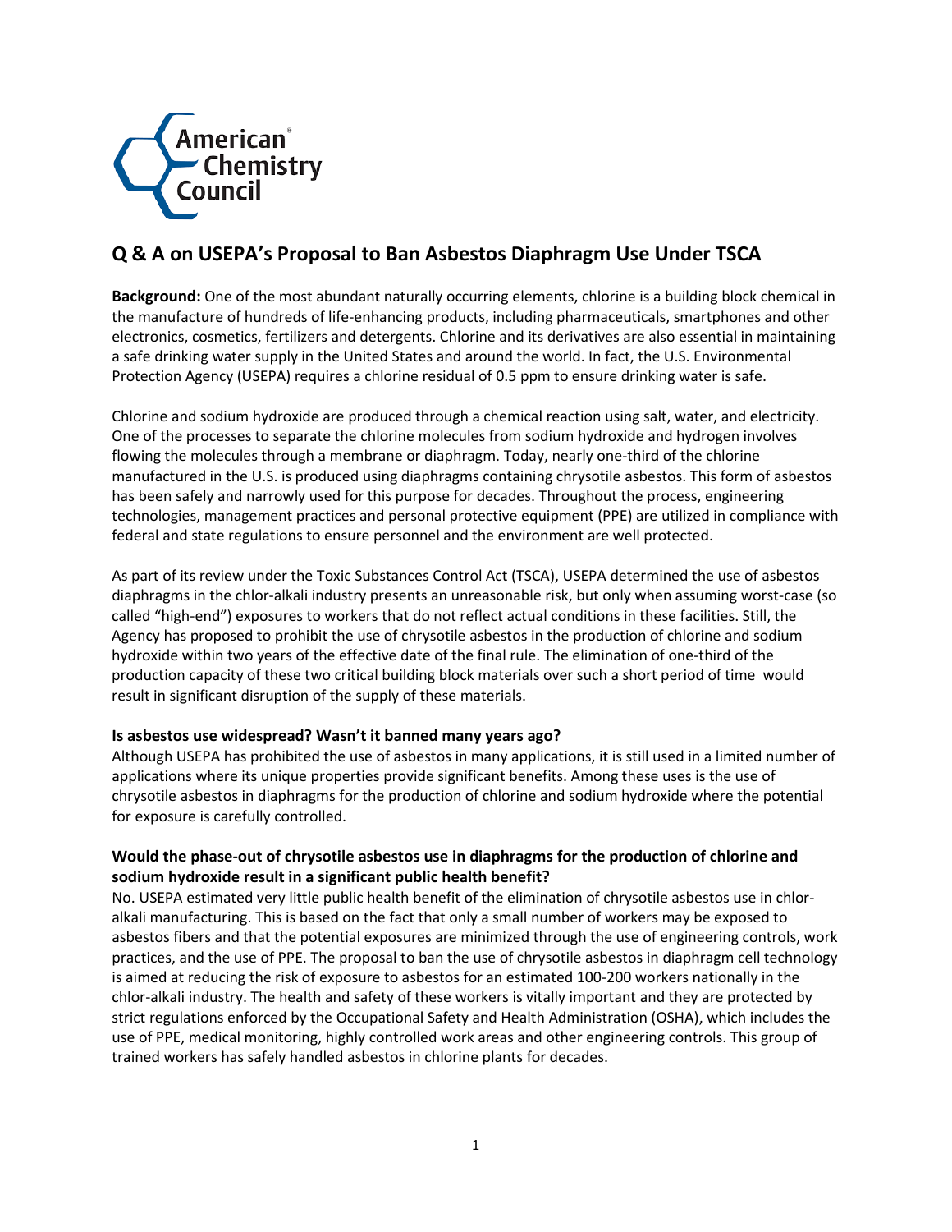American Chemistry Council

## Q & A on USEPA's Proposal to Ban Asbestos Diaphragm Use Under TSCA

**Background:** One of the most abundant naturally occurring elements, chlorine is a building block chemical in the manufacture of hundreds of life-enhancing products, including pharmaceuticals, smartphones and other electronics, cosmetics, fertilizers and detergents. Chlorine and its derivatives are also essential in maintaining a safe drinking water supply in the United States and around the world. In fact, the U.S. Environmental Protection Agency (USEPA) requires a chlorine residual of 0.5 ppm to ensure drinking water is safe.

Chlorine and sodium hydroxide are produced through a chemical reaction using salt, water, and electricity. One of the processes to separate the chlorine molecules from sodium hydroxide and hydrogen involves flowing the molecules through a membrane or diaphragm. Today, nearly one-third of the chlorine manufactured in the U.S. is produced using diaphragms containing chrysotile asbestos. This form of asbestos has been safely and narrowly used for this purpose for decades. Throughout the process, engineering technologies, management practices and personal protective equipment (PPE) are utilized in compliance with federal and state regulations to ensure personnel and the environment are well protected.

As part of its review under the Toxic Substances Control Act (TSCA), USEPA determined the use of asbestos diaphragms in the chlor-alkali industry presents an unreasonable risk, but only when assuming worst-case (so called "high-end") exposures to workers that do not reflect actual conditions in these facilities. Still, the Agency has proposed to prohibit the use of chrysotile asbestos in the production of chlorine and sodium hydroxide within two years of the effective date of the final rule. The elimination of one-third of the production capacity of these two critical building block materials over such a short period of time would result in significant disruption of the supply of these materials.

**Is asbestos use widespread? Wasn't it banned many years ago?**

Although USEPA has prohibited the use of asbestos in many applications, it is still used in a limited number of applications where its unique properties provide significant benefits. Among these uses is the use of chrysotile asbestos in diaphragms for the production of chlorine and sodium hydroxide where the potential for exposure is carefully controlled.

**Would the phase-out of chrysotile asbestos use in diaphragms for the production of chlorine and sodium hydroxide result in a significant public health benefit?**

No. USEPA estimated very little public health benefit of the elimination of chrysotile asbestos use in chlor-alkali manufacturing. This is based on the fact that only a small number of workers may be exposed to asbestos fibers and that the potential exposures are minimized through the use of engineering controls, work practices, and the use of PPE. The proposal to ban the use of chrysotile asbestos in diaphragm cell technology is aimed at reducing the risk of exposure to asbestos for an estimated 100-200 workers nationally in the chlor-alkali industry. The health and safety of these workers is vitally important and they are protected by strict regulations enforced by the Occupational Safety and Health Administration (OSHA), which includes the use of PPE, medical monitoring, highly controlled work areas and other engineering controls. This group of trained workers has safely handled asbestos in chlorine plants for decades.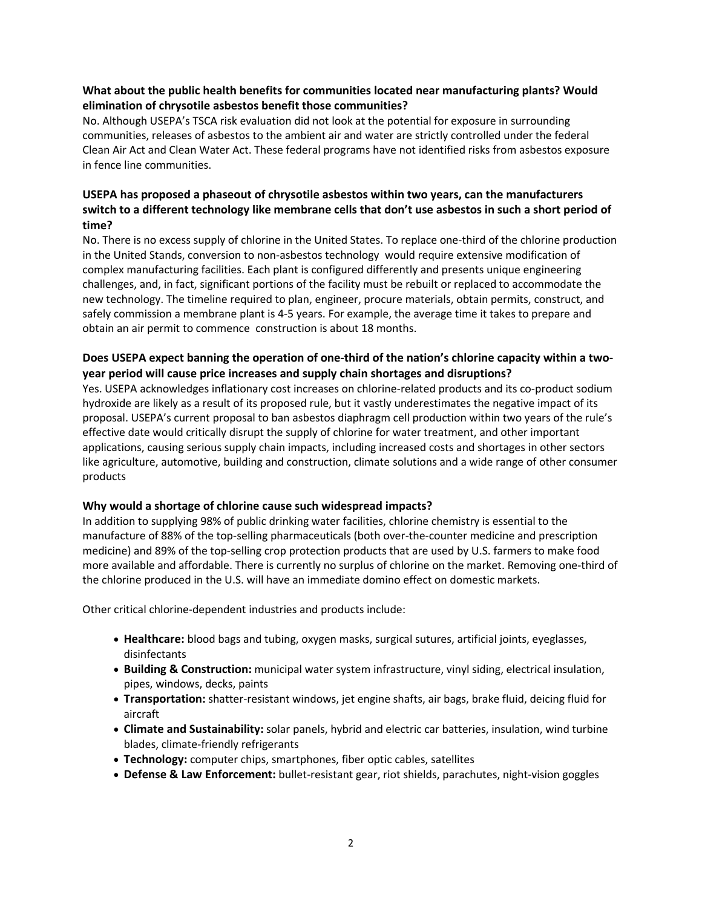**What about the public health benefits for communities located near manufacturing plants? Would elimination of chrysotile asbestos benefit those communities?**

No. Although USEPA's TSCA risk evaluation did not look at the potential for exposure in surrounding communities, releases of asbestos to the ambient air and water are strictly controlled under the federal Clean Air Act and Clean Water Act. These federal programs have not identified risks from asbestos exposure in fence line communities.

**USEPA has proposed a phaseout of chrysotile asbestos within two years, can the manufacturers switch to a different technology like membrane cells that don't use asbestos in such a short period of time?**

No. There is no excess supply of chlorine in the United States. To replace one-third of the chlorine production in the United Stands, conversion to non-asbestos technology would require extensive modification of complex manufacturing facilities. Each plant is configured differently and presents unique engineering challenges, and, in fact, significant portions of the facility must be rebuilt or replaced to accommodate the new technology. The timeline required to plan, engineer, procure materials, obtain permits, construct, and safely commission a membrane plant is 4-5 years. For example, the average time it takes to prepare and obtain an air permit to commence construction is about 18 months.

**Does USEPA expect banning the operation of one-third of the nation's chlorine capacity within a two-year period will cause price increases and supply chain shortages and disruptions?**

Yes. USEPA acknowledges inflationary cost increases on chlorine-related products and its co-product sodium hydroxide are likely as a result of its proposed rule, but it vastly underestimates the negative impact of its proposal. USEPA's current proposal to ban asbestos diaphragm cell production within two years of the rule's effective date would critically disrupt the supply of chlorine for water treatment, and other important applications, causing serious supply chain impacts, including increased costs and shortages in other sectors like agriculture, automotive, building and construction, climate solutions and a wide range of other consumer products

**Why would a shortage of chlorine cause such widespread impacts?**

In addition to supplying 98% of public drinking water facilities, chlorine chemistry is essential to the manufacture of 88% of the top-selling pharmaceuticals (both over-the-counter medicine and prescription medicine) and 89% of the top-selling crop protection products that are used by U.S. farmers to make food more available and affordable. There is currently no surplus of chlorine on the market. Removing one-third of the chlorine produced in the U.S. will have an immediate domino effect on domestic markets.

Other critical chlorine-dependent industries and products include:

- **Healthcare:** blood bags and tubing, oxygen masks, surgical sutures, artificial joints, eyeglasses, disinfectants
- **Building & Construction:** municipal water system infrastructure, vinyl siding, electrical insulation, pipes, windows, decks, paints
- **Transportation:** shatter-resistant windows, jet engine shafts, air bags, brake fluid, deicing fluid for aircraft
- **Climate and Sustainability:** solar panels, hybrid and electric car batteries, insulation, wind turbine blades, climate-friendly refrigerants
- **Technology:** computer chips, smartphones, fiber optic cables, satellites
- **Defense & Law Enforcement:** bullet-resistant gear, riot shields, parachutes, night-vision goggles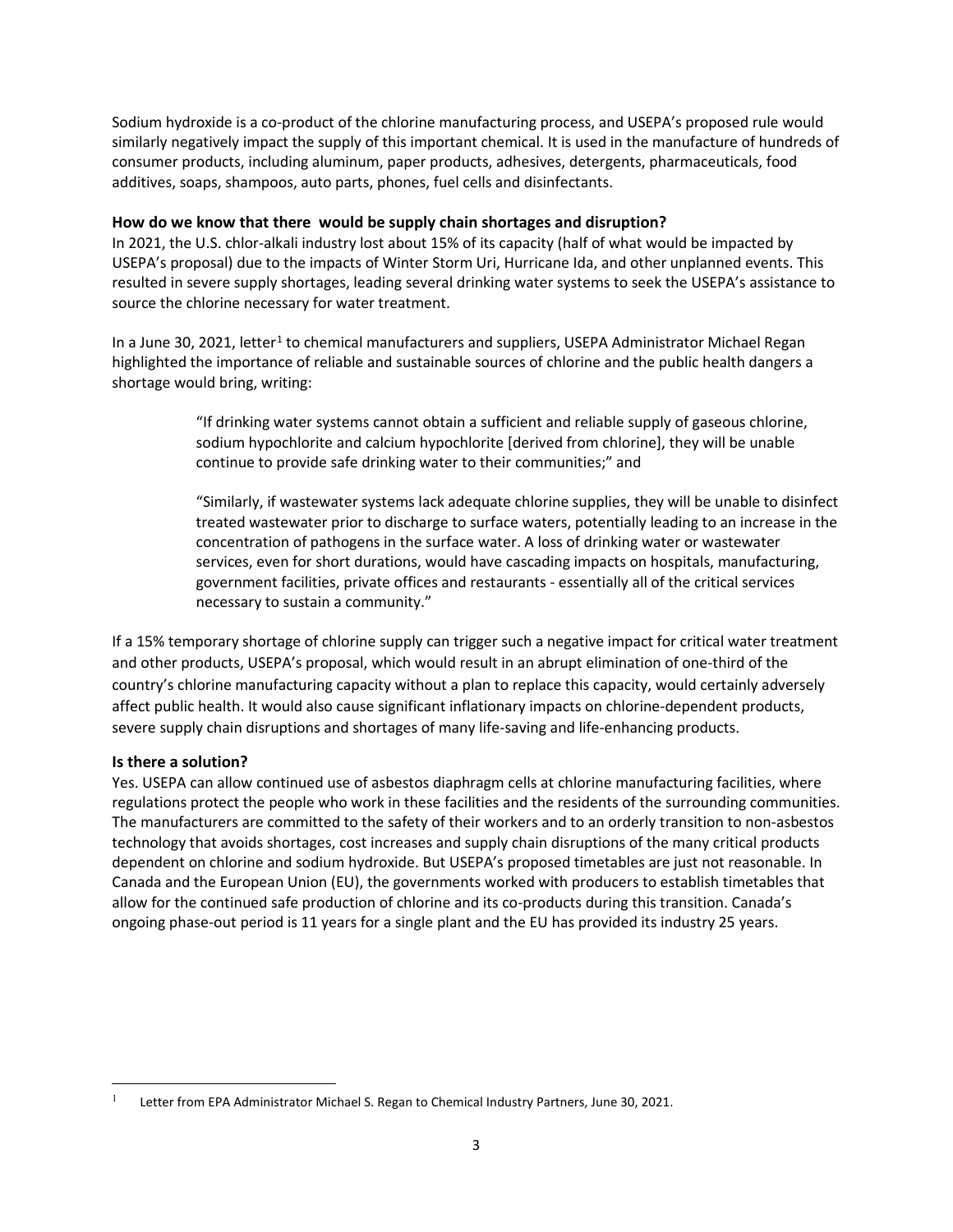Sodium hydroxide is a co-product of the chlorine manufacturing process, and USEPA's proposed rule would similarly negatively impact the supply of this important chemical. It is used in the manufacture of hundreds of consumer products, including aluminum, paper products, adhesives, detergents, pharmaceuticals, food additives, soaps, shampoos, auto parts, phones, fuel cells and disinfectants.

**How do we know that there would be supply chain shortages and disruption?**

In 2021, the U.S. chlor-alkali industry lost about 15% of its capacity (half of what would be impacted by USEPA's proposal) due to the impacts of Winter Storm Uri, Hurricane Ida, and other unplanned events. This resulted in severe supply shortages, leading several drinking water systems to seek the USEPA's assistance to source the chlorine necessary for water treatment.

In a June 30, 2021, letter[1] to chemical manufacturers and suppliers, USEPA Administrator Michael Regan highlighted the importance of reliable and sustainable sources of chlorine and the public health dangers a shortage would bring, writing:

> "If drinking water systems cannot obtain a sufficient and reliable supply of gaseous chlorine, sodium hypochlorite and calcium hypochlorite [derived from chlorine], they will be unable continue to provide safe drinking water to their communities;" and
>
> "Similarly, if wastewater systems lack adequate chlorine supplies, they will be unable to disinfect treated wastewater prior to discharge to surface waters, potentially leading to an increase in the concentration of pathogens in the surface water. A loss of drinking water or wastewater services, even for short durations, would have cascading impacts on hospitals, manufacturing, government facilities, private offices and restaurants - essentially all of the critical services necessary to sustain a community."

If a 15% temporary shortage of chlorine supply can trigger such a negative impact for critical water treatment and other products, USEPA's proposal, which would result in an abrupt elimination of one-third of the country's chlorine manufacturing capacity without a plan to replace this capacity, would certainly adversely affect public health. It would also cause significant inflationary impacts on chlorine-dependent products, severe supply chain disruptions and shortages of many life-saving and life-enhancing products.

**Is there a solution?**

Yes. USEPA can allow continued use of asbestos diaphragm cells at chlorine manufacturing facilities, where regulations protect the people who work in these facilities and the residents of the surrounding communities. The manufacturers are committed to the safety of their workers and to an orderly transition to non-asbestos technology that avoids shortages, cost increases and supply chain disruptions of the many critical products dependent on chlorine and sodium hydroxide. But USEPA's proposed timetables are just not reasonable. In Canada and the European Union (EU), the governments worked with producers to establish timetables that allow for the continued safe production of chlorine and its co-products during this transition. Canada's ongoing phase-out period is 11 years for a single plant and the EU has provided its industry 25 years.

---

[1] Letter from EPA Administrator Michael S. Regan to Chemical Industry Partners, June 30, 2021.